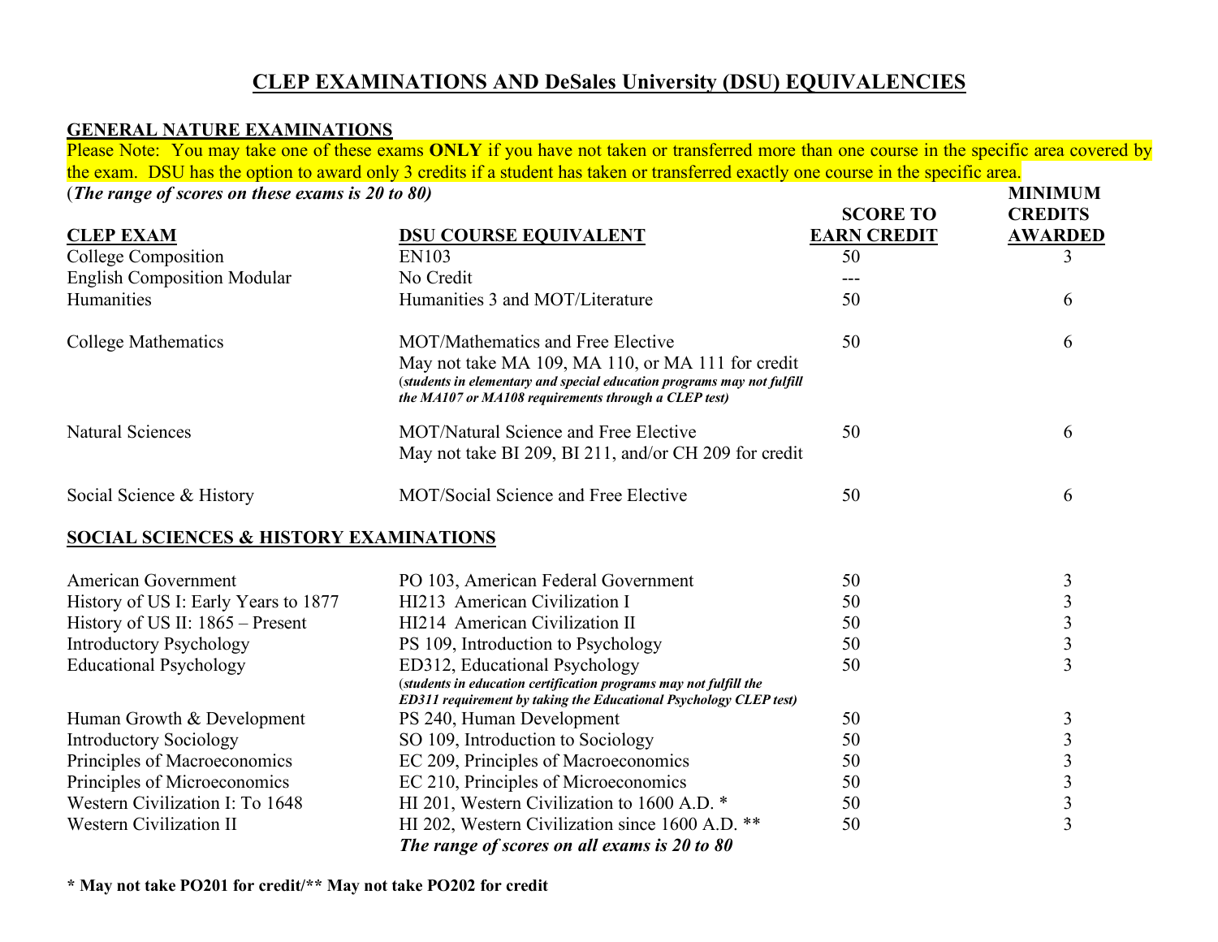# CLEP EXAMINATIONS AND DeSales University (DSU) EQUIVALENCIES

## GENERAL NATURE EXAMINATIONS

Please Note: You may take one of these exams **ONLY** if you have not taken or transferred more than one course in the specific area covered by the exam. DSU has the option to award only 3 credits if a student has taken or transferred exactly one course in the specific area.

(***The range of scores on these exams is 20 to 80)***

| CLEP EXAM | DSU COURSE EQUIVALENT | SCORE TO EARN CREDIT | MINIMUM CREDITS AWARDED |
|---|---|---|---|
| College Composition | EN103 | 50 | 3 |
| English Composition Modular | No Credit | --- | |
| Humanities | Humanities 3 and MOT/Literature | 50 | 6 |
| College Mathematics | MOT/Mathematics and Free Elective<br>May not take MA 109, MA 110, or MA 111 for credit<br>***(students in elementary and special education programs may not fulfill the MA107 or MA108 requirements through a CLEP test)*** | 50 | 6 |
| Natural Sciences | MOT/Natural Science and Free Elective<br>May not take BI 209, BI 211, and/or CH 209 for credit | 50 | 6 |
| Social Science & History | MOT/Social Science and Free Elective | 50 | 6 |

## SOCIAL SCIENCES & HISTORY EXAMINATIONS

| CLEP EXAM | DSU COURSE EQUIVALENT | SCORE TO EARN CREDIT | MINIMUM CREDITS AWARDED |
|---|---|---|---|
| American Government | PO 103, American Federal Government | 50 | 3 |
| History of US I: Early Years to 1877 | HI213 American Civilization I | 50 | 3 |
| History of US II: 1865 – Present | HI214 American Civilization II | 50 | 3 |
| Introductory Psychology | PS 109, Introduction to Psychology | 50 | 3 |
| Educational Psychology | ED312, Educational Psychology<br>***(students in education certification programs may not fulfill the ED311 requirement by taking the Educational Psychology CLEP test)*** | 50 | 3 |
| Human Growth & Development | PS 240, Human Development | 50 | 3 |
| Introductory Sociology | SO 109, Introduction to Sociology | 50 | 3 |
| Principles of Macroeconomics | EC 209, Principles of Macroeconomics | 50 | 3 |
| Principles of Microeconomics | EC 210, Principles of Microeconomics | 50 | 3 |
| Western Civilization I: To 1648 | HI 201, Western Civilization to 1600 A.D. * | 50 | 3 |
| Western Civilization II | HI 202, Western Civilization since 1600 A.D. ** | 50 | 3 |

***The range of scores on all exams is 20 to 80***

**\* May not take PO201 for credit/** ** **May not take PO202 for credit**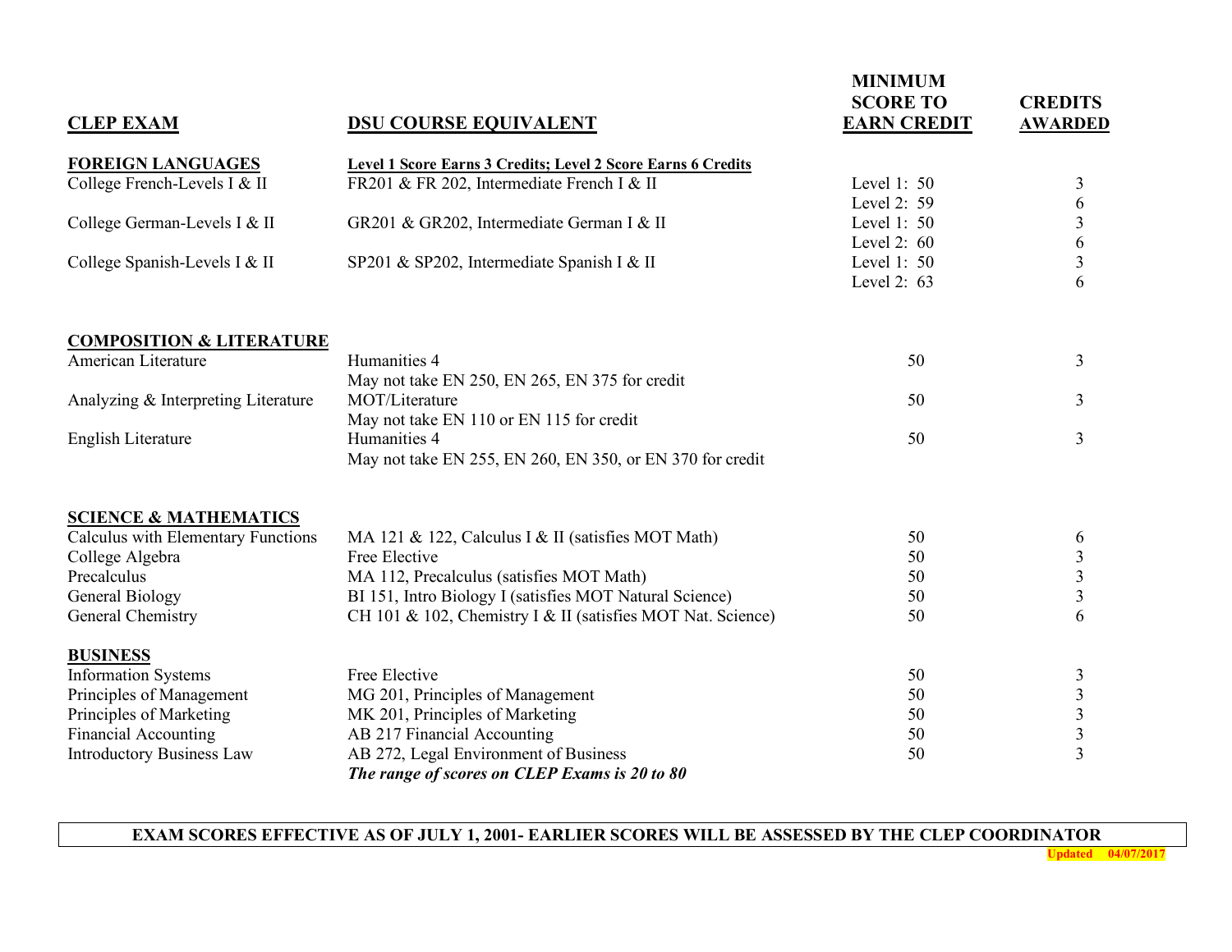| CLEP EXAM | DSU COURSE EQUIVALENT | MINIMUM SCORE TO EARN CREDIT | CREDITS AWARDED |
|---|---|---|---|
| **FOREIGN LANGUAGES** | **Level 1 Score Earns 3 Credits; Level 2 Score Earns 6 Credits** | | |
| College French-Levels I & II | FR201 & FR 202, Intermediate French I & II | Level 1: 50 | 3 |
| | | Level 2: 59 | 6 |
| College German-Levels I & II | GR201 & GR202, Intermediate German I & II | Level 1: 50 | 3 |
| | | Level 2: 60 | 6 |
| College Spanish-Levels I & II | SP201 & SP202, Intermediate Spanish I & II | Level 1: 50 | 3 |
| | | Level 2: 63 | 6 |
| **COMPOSITION & LITERATURE** | | | |
| American Literature | Humanities 4<br>May not take EN 250, EN 265, EN 375 for credit | 50 | 3 |
| Analyzing & Interpreting Literature | MOT/Literature<br>May not take EN 110 or EN 115 for credit | 50 | 3 |
| English Literature | Humanities 4<br>May not take EN 255, EN 260, EN 350, or EN 370 for credit | 50 | 3 |
| **SCIENCE & MATHEMATICS** | | | |
| Calculus with Elementary Functions | MA 121 & 122, Calculus I & II (satisfies MOT Math) | 50 | 6 |
| College Algebra | Free Elective | 50 | 3 |
| Precalculus | MA 112, Precalculus (satisfies MOT Math) | 50 | 3 |
| General Biology | BI 151, Intro Biology I (satisfies MOT Natural Science) | 50 | 3 |
| General Chemistry | CH 101 & 102, Chemistry I & II (satisfies MOT Nat. Science) | 50 | 6 |
| **BUSINESS** | | | |
| Information Systems | Free Elective | 50 | 3 |
| Principles of Management | MG 201, Principles of Management | 50 | 3 |
| Principles of Marketing | MK 201, Principles of Marketing | 50 | 3 |
| Financial Accounting | AB 217 Financial Accounting | 50 | 3 |
| Introductory Business Law | AB 272, Legal Environment of Business | 50 | 3 |

***The range of scores on CLEP Exams is 20 to 80***

**EXAM SCORES EFFECTIVE AS OF JULY 1, 2001- EARLIER SCORES WILL BE ASSESSED BY THE CLEP COORDINATOR**

Updated 04/07/2017